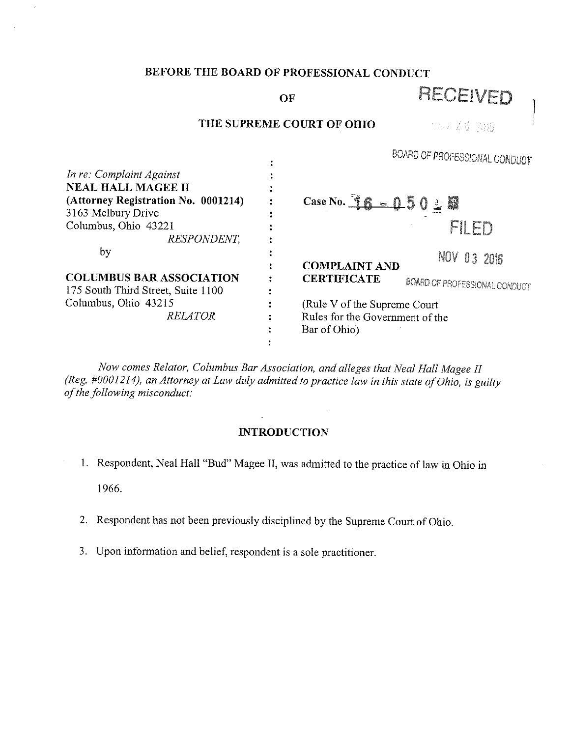# BEFORE THE BOARD OF PROFESSIONAL CONDUCT

## OF

## THE SUPREME COURT OF OHIO

RECEIVED

BOARD OF PROFESSIONAL CONDUCT

| | |
|---|---|
| *In re: Complaint Against*<br>**NEAL HALL MAGEE II**<br>**(Attorney Registration No. 0001214)**<br>3163 Melbury Drive<br>Columbus, Ohio 43221<br>*RESPONDENT,* | **Case No. 16 - 050** |
| by | FILED<br>NOV 03 2016<br>BOARD OF PROFESSIONAL CONDUCT |
| **COLUMBUS BAR ASSOCIATION**<br>175 South Third Street, Suite 1100<br>Columbus, Ohio 43215<br>*RELATOR* | **COMPLAINT AND CERTIFICATE**<br><br>(Rule V of the Supreme Court Rules for the Government of the Bar of Ohio) |

*Now comes Relator, Columbus Bar Association, and alleges that Neal Hall Magee II (Reg. #0001214), an Attorney at Law duly admitted to practice law in this state of Ohio, is guilty of the following misconduct:*

## INTRODUCTION

1. Respondent, Neal Hall "Bud" Magee II, was admitted to the practice of law in Ohio in 1966.
2. Respondent has not been previously disciplined by the Supreme Court of Ohio.
3. Upon information and belief, respondent is a sole practitioner.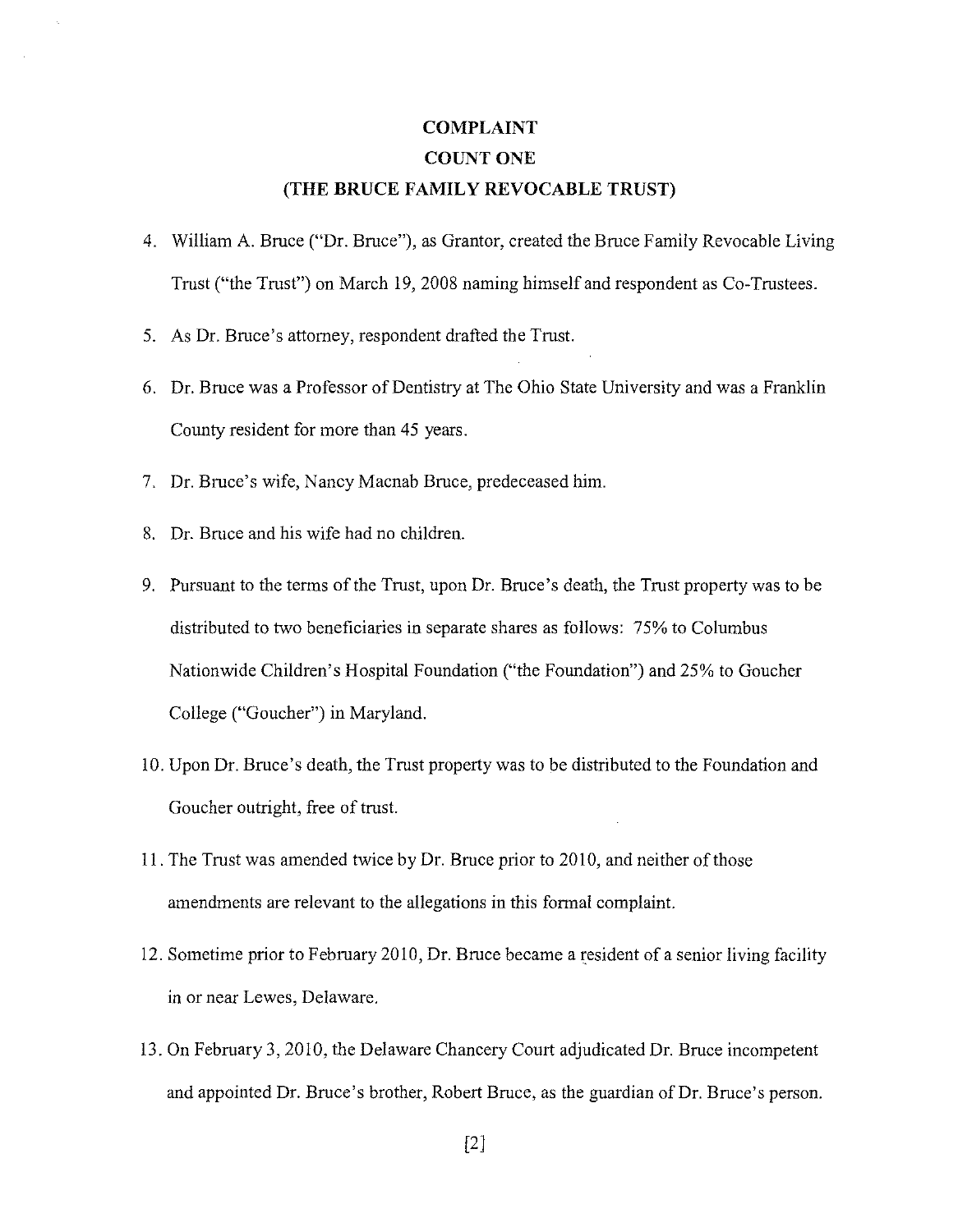# COMPLAINT

## COUNT ONE

## (THE BRUCE FAMILY REVOCABLE TRUST)

4. William A. Bruce ("Dr. Bruce"), as Grantor, created the Bruce Family Revocable Living Trust ("the Trust") on March 19, 2008 naming himself and respondent as Co-Trustees.

5. As Dr. Bruce's attorney, respondent drafted the Trust.

6. Dr. Bruce was a Professor of Dentistry at The Ohio State University and was a Franklin County resident for more than 45 years.

7. Dr. Bruce's wife, Nancy Macnab Bruce, predeceased him.

8. Dr. Bruce and his wife had no children.

9. Pursuant to the terms of the Trust, upon Dr. Bruce's death, the Trust property was to be distributed to two beneficiaries in separate shares as follows: 75% to Columbus Nationwide Children's Hospital Foundation ("the Foundation") and 25% to Goucher College ("Goucher") in Maryland.

10. Upon Dr. Bruce's death, the Trust property was to be distributed to the Foundation and Goucher outright, free of trust.

11. The Trust was amended twice by Dr. Bruce prior to 2010, and neither of those amendments are relevant to the allegations in this formal complaint.

12. Sometime prior to February 2010, Dr. Bruce became a resident of a senior living facility in or near Lewes, Delaware.

13. On February 3, 2010, the Delaware Chancery Court adjudicated Dr. Bruce incompetent and appointed Dr. Bruce's brother, Robert Bruce, as the guardian of Dr. Bruce's person.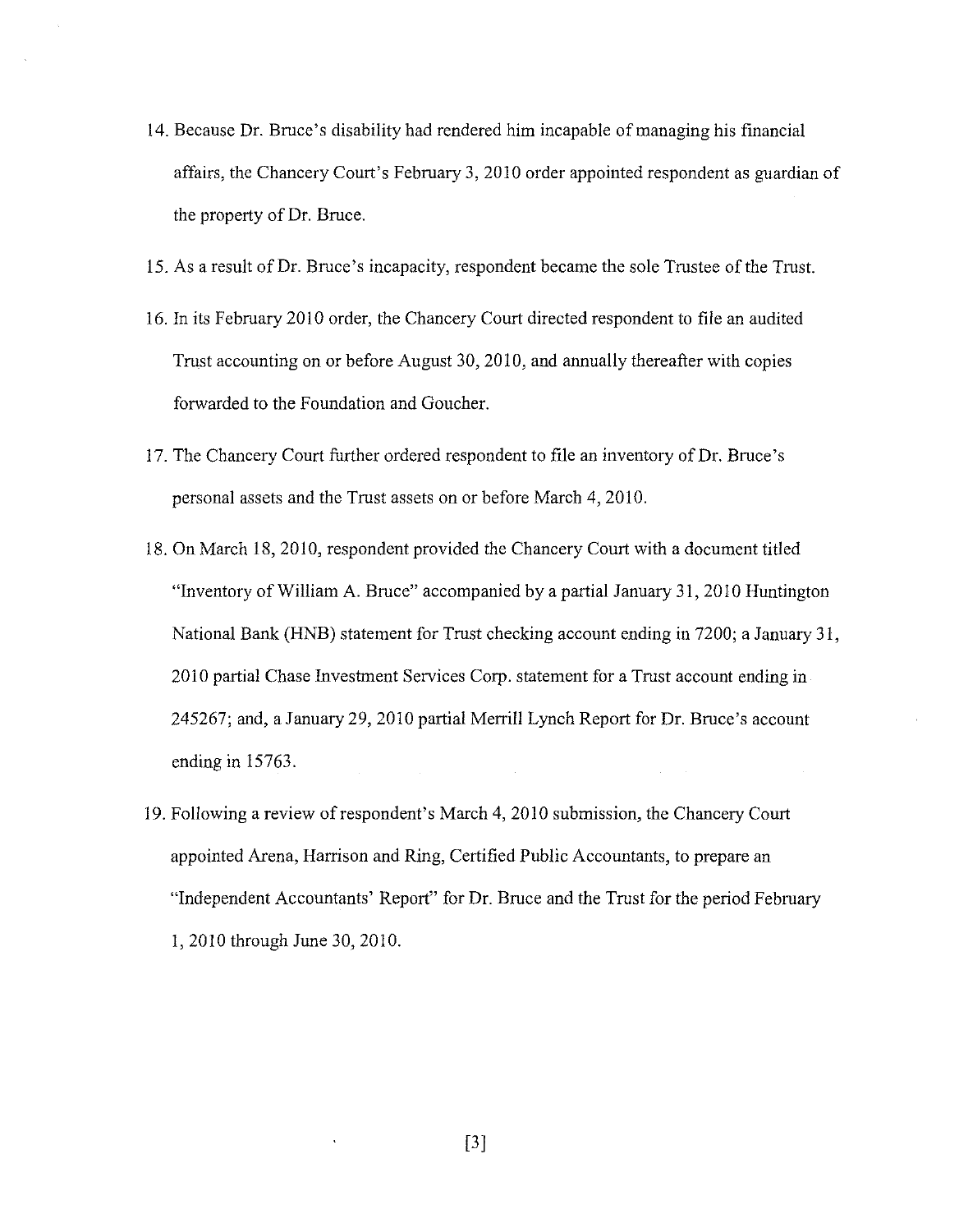14. Because Dr. Bruce's disability had rendered him incapable of managing his financial affairs, the Chancery Court's February 3, 2010 order appointed respondent as guardian of the property of Dr. Bruce.

15. As a result of Dr. Bruce's incapacity, respondent became the sole Trustee of the Trust.

16. In its February 2010 order, the Chancery Court directed respondent to file an audited Trust accounting on or before August 30, 2010, and annually thereafter with copies forwarded to the Foundation and Goucher.

17. The Chancery Court further ordered respondent to file an inventory of Dr. Bruce's personal assets and the Trust assets on or before March 4, 2010.

18. On March 18, 2010, respondent provided the Chancery Court with a document titled "Inventory of William A. Bruce" accompanied by a partial January 31, 2010 Huntington National Bank (HNB) statement for Trust checking account ending in 7200; a January 31, 2010 partial Chase Investment Services Corp. statement for a Trust account ending in 245267; and, a January 29, 2010 partial Merrill Lynch Report for Dr. Bruce's account ending in 15763.

19. Following a review of respondent's March 4, 2010 submission, the Chancery Court appointed Arena, Harrison and Ring, Certified Public Accountants, to prepare an "Independent Accountants' Report" for Dr. Bruce and the Trust for the period February 1, 2010 through June 30, 2010.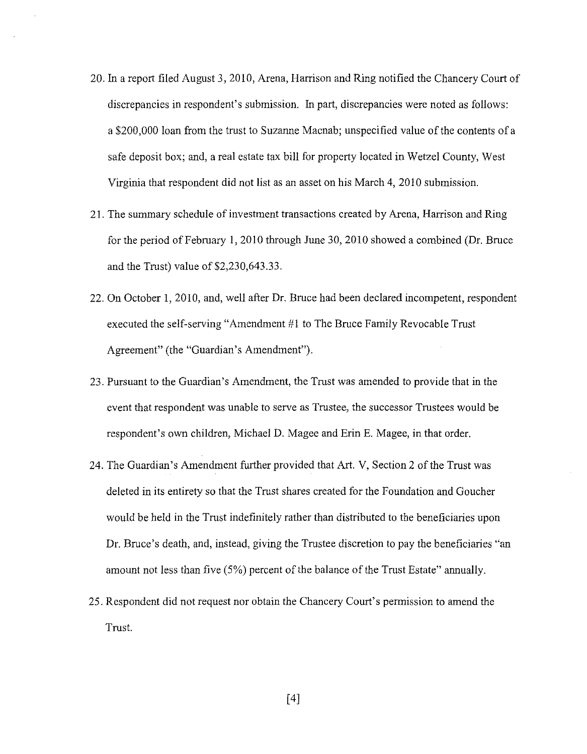20. In a report filed August 3, 2010, Arena, Harrison and Ring notified the Chancery Court of discrepancies in respondent's submission. In part, discrepancies were noted as follows: a $200,000 loan from the trust to Suzanne Macnab; unspecified value of the contents of a safe deposit box; and, a real estate tax bill for property located in Wetzel County, West Virginia that respondent did not list as an asset on his March 4, 2010 submission.

21. The summary schedule of investment transactions created by Arena, Harrison and Ring for the period of February 1, 2010 through June 30, 2010 showed a combined (Dr. Bruce and the Trust) value of $2,230,643.33.

22. On October 1, 2010, and, well after Dr. Bruce had been declared incompetent, respondent executed the self-serving "Amendment #1 to The Bruce Family Revocable Trust Agreement" (the "Guardian's Amendment").

23. Pursuant to the Guardian's Amendment, the Trust was amended to provide that in the event that respondent was unable to serve as Trustee, the successor Trustees would be respondent's own children, Michael D. Magee and Erin E. Magee, in that order.

24. The Guardian's Amendment further provided that Art. V, Section 2 of the Trust was deleted in its entirety so that the Trust shares created for the Foundation and Goucher would be held in the Trust indefinitely rather than distributed to the beneficiaries upon Dr. Bruce's death, and, instead, giving the Trustee discretion to pay the beneficiaries "an amount not less than five (5%) percent of the balance of the Trust Estate" annually.

25. Respondent did not request nor obtain the Chancery Court's permission to amend the Trust.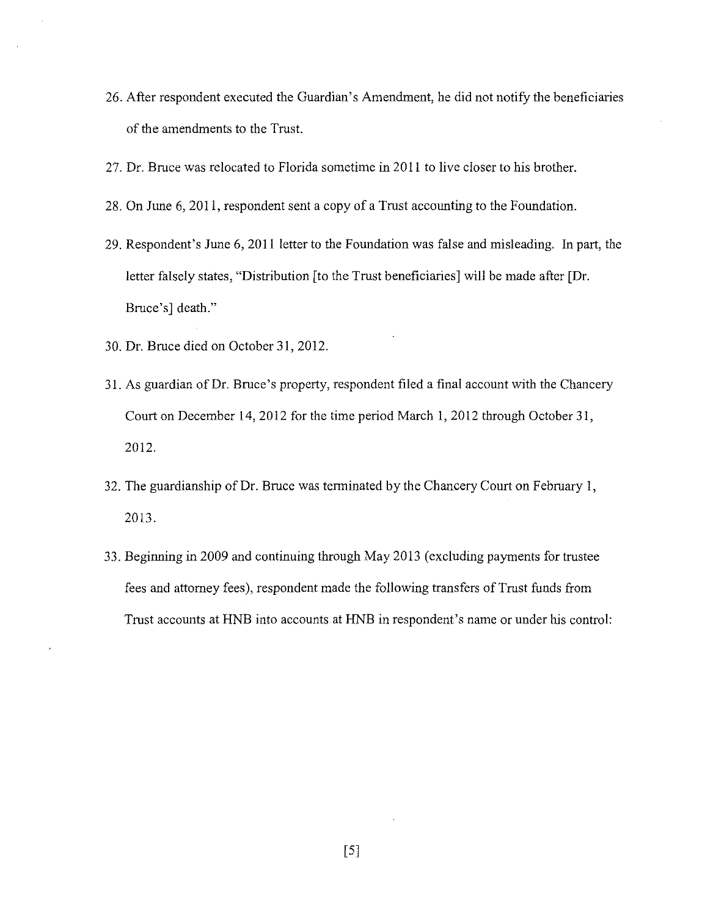26. After respondent executed the Guardian's Amendment, he did not notify the beneficiaries of the amendments to the Trust.

27. Dr. Bruce was relocated to Florida sometime in 2011 to live closer to his brother.

28. On June 6, 2011, respondent sent a copy of a Trust accounting to the Foundation.

29. Respondent's June 6, 2011 letter to the Foundation was false and misleading. In part, the letter falsely states, "Distribution [to the Trust beneficiaries] will be made after [Dr. Bruce's] death."

30. Dr. Bruce died on October 31, 2012.

31. As guardian of Dr. Bruce's property, respondent filed a final account with the Chancery Court on December 14, 2012 for the time period March 1, 2012 through October 31, 2012.

32. The guardianship of Dr. Bruce was terminated by the Chancery Court on February 1, 2013.

33. Beginning in 2009 and continuing through May 2013 (excluding payments for trustee fees and attorney fees), respondent made the following transfers of Trust funds from Trust accounts at HNB into accounts at HNB in respondent's name or under his control: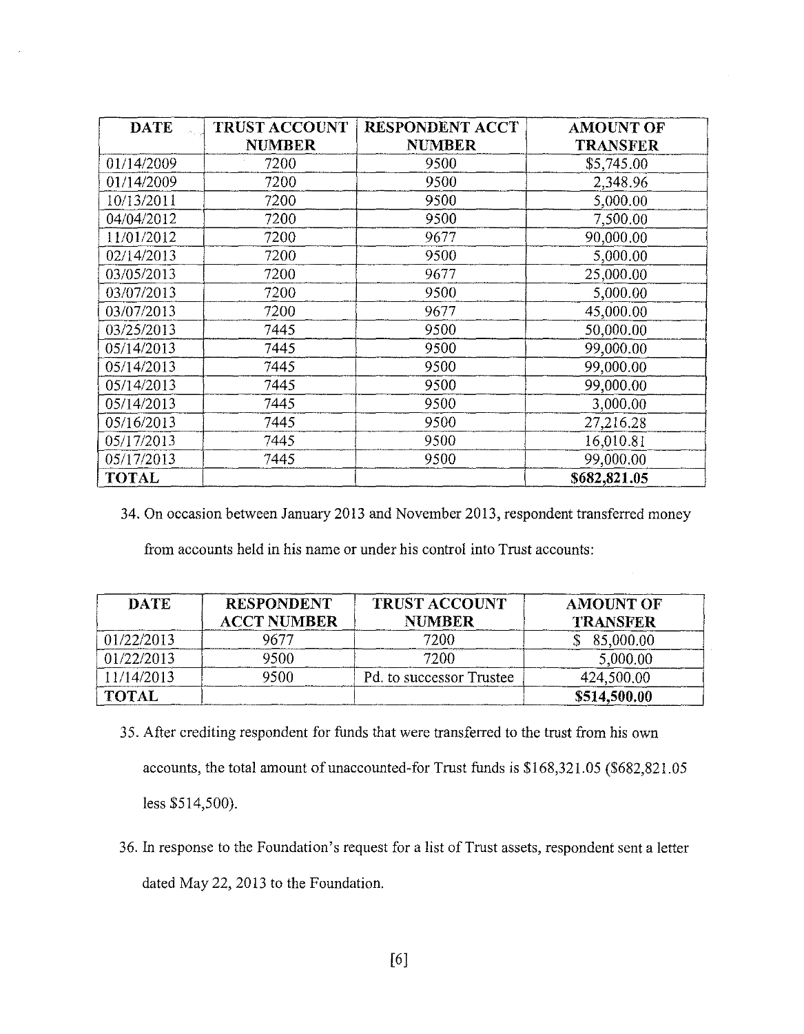| DATE | TRUST ACCOUNT NUMBER | RESPONDENT ACCT NUMBER | AMOUNT OF TRANSFER |
|---|---|---|---|
| 01/14/2009 | 7200 | 9500 | $5,745.00 |
| 01/14/2009 | 7200 | 9500 | 2,348.96 |
| 10/13/2011 | 7200 | 9500 | 5,000.00 |
| 04/04/2012 | 7200 | 9500 | 7,500.00 |
| 11/01/2012 | 7200 | 9677 | 90,000.00 |
| 02/14/2013 | 7200 | 9500 | 5,000.00 |
| 03/05/2013 | 7200 | 9677 | 25,000.00 |
| 03/07/2013 | 7200 | 9500 | 5,000.00 |
| 03/07/2013 | 7200 | 9677 | 45,000.00 |
| 03/25/2013 | 7445 | 9500 | 50,000.00 |
| 05/14/2013 | 7445 | 9500 | 99,000.00 |
| 05/14/2013 | 7445 | 9500 | 99,000.00 |
| 05/14/2013 | 7445 | 9500 | 99,000.00 |
| 05/14/2013 | 7445 | 9500 | 3,000.00 |
| 05/16/2013 | 7445 | 9500 | 27,216.28 |
| 05/17/2013 | 7445 | 9500 | 16,010.81 |
| 05/17/2013 | 7445 | 9500 | 99,000.00 |
| **TOTAL** | | | **$682,821.05** |

34. On occasion between January 2013 and November 2013, respondent transferred money from accounts held in his name or under his control into Trust accounts:

| DATE | RESPONDENT ACCT NUMBER | TRUST ACCOUNT NUMBER | AMOUNT OF TRANSFER |
|---|---|---|---|
| 01/22/2013 | 9677 | 7200 | $ 85,000.00 |
| 01/22/2013 | 9500 | 7200 | 5,000.00 |
| 11/14/2013 | 9500 | Pd. to successor Trustee | 424,500.00 |
| **TOTAL** | | | **$514,500.00** |

35. After crediting respondent for funds that were transferred to the trust from his own accounts, the total amount of unaccounted-for Trust funds is $168,321.05 ($682,821.05 less $514,500).

36. In response to the Foundation's request for a list of Trust assets, respondent sent a letter dated May 22, 2013 to the Foundation.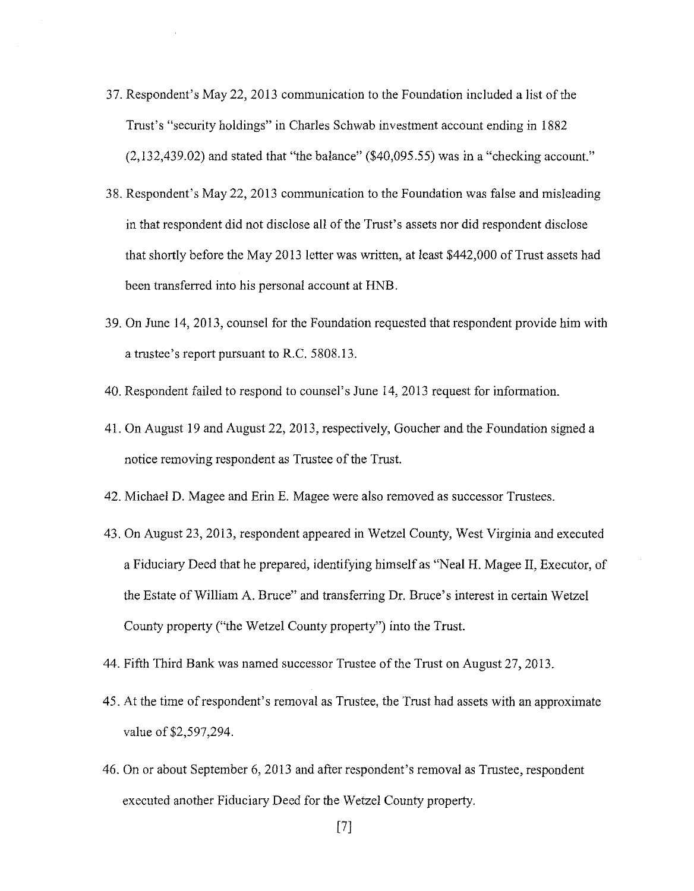37. Respondent's May 22, 2013 communication to the Foundation included a list of the Trust's "security holdings" in Charles Schwab investment account ending in 1882 (2,132,439.02) and stated that "the balance" ($40,095.55) was in a "checking account."

38. Respondent's May 22, 2013 communication to the Foundation was false and misleading in that respondent did not disclose all of the Trust's assets nor did respondent disclose that shortly before the May 2013 letter was written, at least $442,000 of Trust assets had been transferred into his personal account at HNB.

39. On June 14, 2013, counsel for the Foundation requested that respondent provide him with a trustee's report pursuant to R.C. 5808.13.

40. Respondent failed to respond to counsel's June 14, 2013 request for information.

41. On August 19 and August 22, 2013, respectively, Goucher and the Foundation signed a notice removing respondent as Trustee of the Trust.

42. Michael D. Magee and Erin E. Magee were also removed as successor Trustees.

43. On August 23, 2013, respondent appeared in Wetzel County, West Virginia and executed a Fiduciary Deed that he prepared, identifying himself as "Neal H. Magee II, Executor, of the Estate of William A. Bruce" and transferring Dr. Bruce's interest in certain Wetzel County property ("the Wetzel County property") into the Trust.

44. Fifth Third Bank was named successor Trustee of the Trust on August 27, 2013.

45. At the time of respondent's removal as Trustee, the Trust had assets with an approximate value of $2,597,294.

46. On or about September 6, 2013 and after respondent's removal as Trustee, respondent executed another Fiduciary Deed for the Wetzel County property.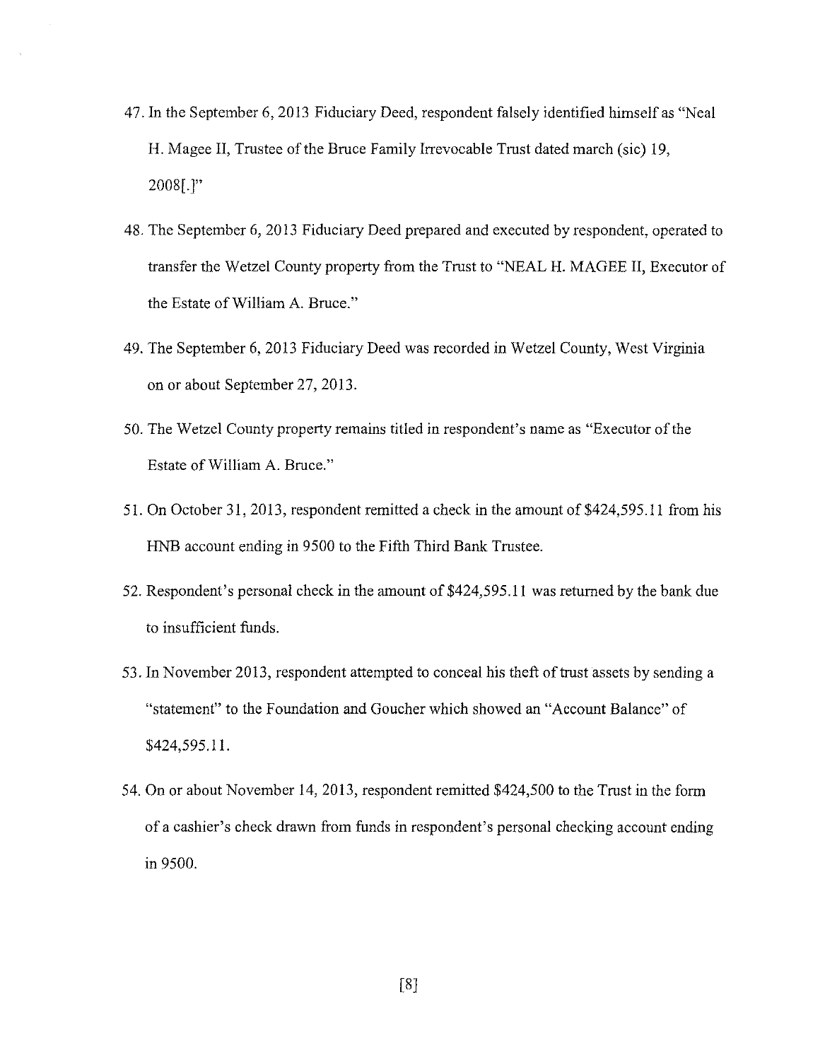47. In the September 6, 2013 Fiduciary Deed, respondent falsely identified himself as "Neal H. Magee II, Trustee of the Bruce Family Irrevocable Trust dated march (sic) 19, 2008[.]"

48. The September 6, 2013 Fiduciary Deed prepared and executed by respondent, operated to transfer the Wetzel County property from the Trust to "NEAL H. MAGEE II, Executor of the Estate of William A. Bruce."

49. The September 6, 2013 Fiduciary Deed was recorded in Wetzel County, West Virginia on or about September 27, 2013.

50. The Wetzel County property remains titled in respondent's name as "Executor of the Estate of William A. Bruce."

51. On October 31, 2013, respondent remitted a check in the amount of $424,595.11 from his HNB account ending in 9500 to the Fifth Third Bank Trustee.

52. Respondent's personal check in the amount of $424,595.11 was returned by the bank due to insufficient funds.

53. In November 2013, respondent attempted to conceal his theft of trust assets by sending a "statement" to the Foundation and Goucher which showed an "Account Balance" of $424,595.11.

54. On or about November 14, 2013, respondent remitted $424,500 to the Trust in the form of a cashier's check drawn from funds in respondent's personal checking account ending in 9500.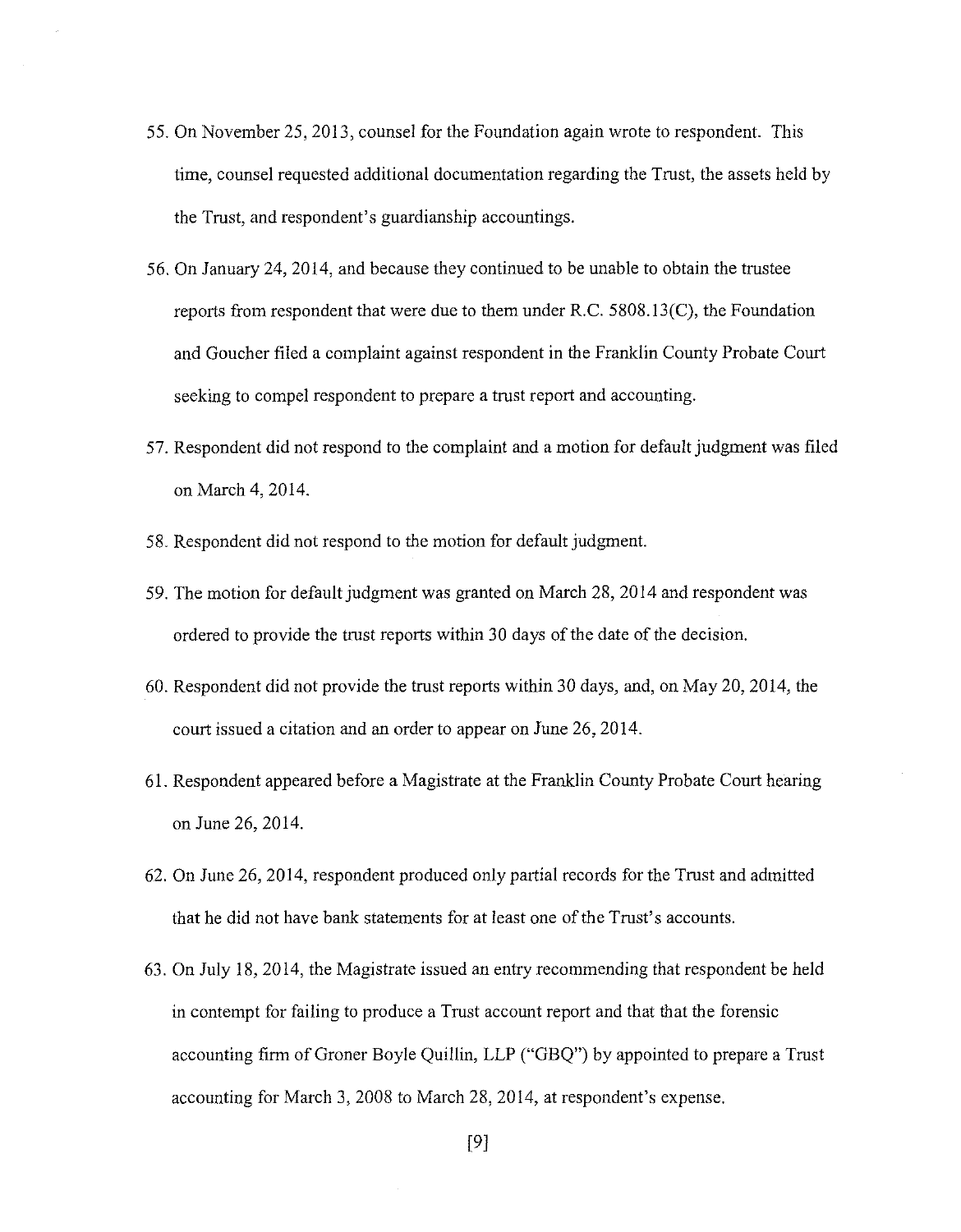55. On November 25, 2013, counsel for the Foundation again wrote to respondent. This time, counsel requested additional documentation regarding the Trust, the assets held by the Trust, and respondent's guardianship accountings.

56. On January 24, 2014, and because they continued to be unable to obtain the trustee reports from respondent that were due to them under R.C. 5808.13(C), the Foundation and Goucher filed a complaint against respondent in the Franklin County Probate Court seeking to compel respondent to prepare a trust report and accounting.

57. Respondent did not respond to the complaint and a motion for default judgment was filed on March 4, 2014.

58. Respondent did not respond to the motion for default judgment.

59. The motion for default judgment was granted on March 28, 2014 and respondent was ordered to provide the trust reports within 30 days of the date of the decision.

60. Respondent did not provide the trust reports within 30 days, and, on May 20, 2014, the court issued a citation and an order to appear on June 26, 2014.

61. Respondent appeared before a Magistrate at the Franklin County Probate Court hearing on June 26, 2014.

62. On June 26, 2014, respondent produced only partial records for the Trust and admitted that he did not have bank statements for at least one of the Trust's accounts.

63. On July 18, 2014, the Magistrate issued an entry recommending that respondent be held in contempt for failing to produce a Trust account report and that that the forensic accounting firm of Groner Boyle Quillin, LLP ("GBQ") by appointed to prepare a Trust accounting for March 3, 2008 to March 28, 2014, at respondent's expense.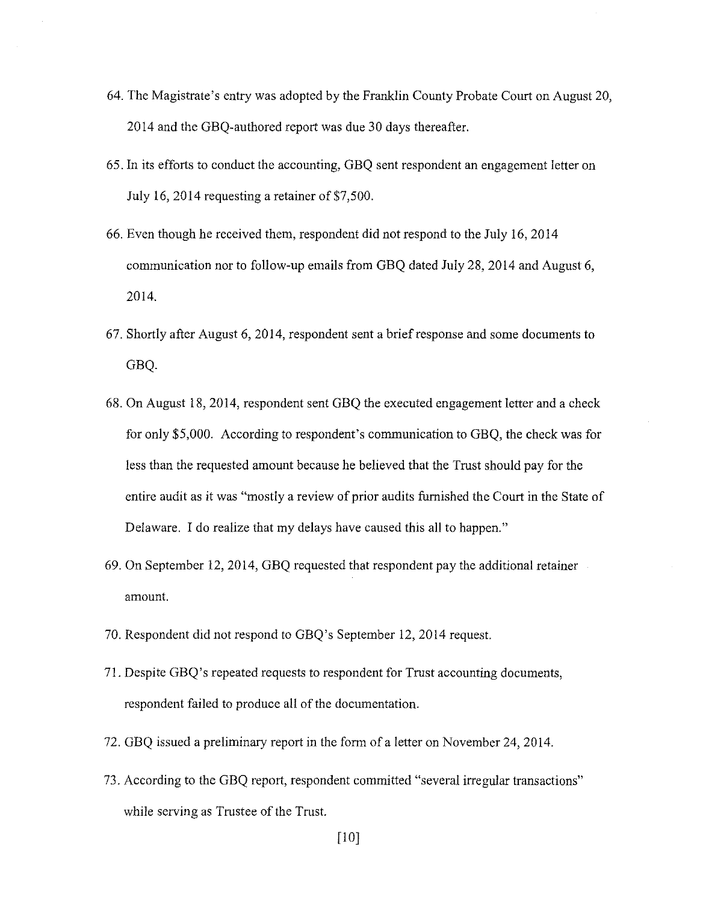64. The Magistrate's entry was adopted by the Franklin County Probate Court on August 20, 2014 and the GBQ-authored report was due 30 days thereafter.

65. In its efforts to conduct the accounting, GBQ sent respondent an engagement letter on July 16, 2014 requesting a retainer of $7,500.

66. Even though he received them, respondent did not respond to the July 16, 2014 communication nor to follow-up emails from GBQ dated July 28, 2014 and August 6, 2014.

67. Shortly after August 6, 2014, respondent sent a brief response and some documents to GBQ.

68. On August 18, 2014, respondent sent GBQ the executed engagement letter and a check for only $5,000. According to respondent's communication to GBQ, the check was for less than the requested amount because he believed that the Trust should pay for the entire audit as it was "mostly a review of prior audits furnished the Court in the State of Delaware. I do realize that my delays have caused this all to happen."

69. On September 12, 2014, GBQ requested that respondent pay the additional retainer amount.

70. Respondent did not respond to GBQ's September 12, 2014 request.

71. Despite GBQ's repeated requests to respondent for Trust accounting documents, respondent failed to produce all of the documentation.

72. GBQ issued a preliminary report in the form of a letter on November 24, 2014.

73. According to the GBQ report, respondent committed "several irregular transactions" while serving as Trustee of the Trust.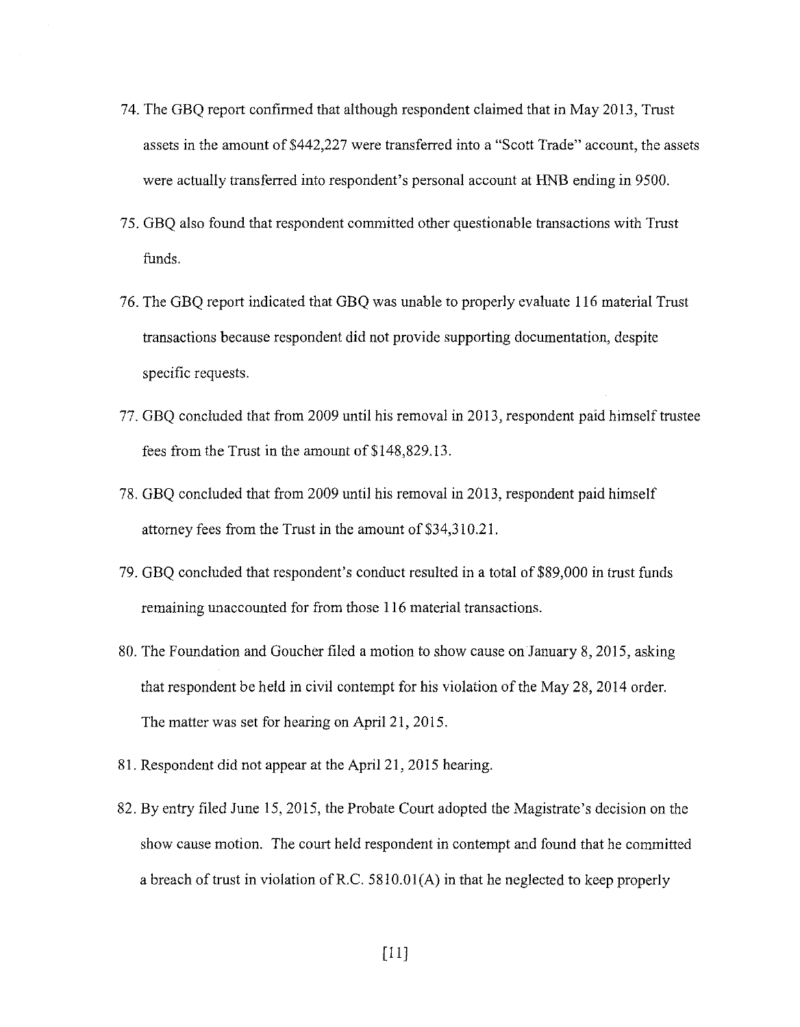74. The GBQ report confirmed that although respondent claimed that in May 2013, Trust assets in the amount of $442,227 were transferred into a "Scott Trade" account, the assets were actually transferred into respondent's personal account at HNB ending in 9500.

75. GBQ also found that respondent committed other questionable transactions with Trust funds.

76. The GBQ report indicated that GBQ was unable to properly evaluate 116 material Trust transactions because respondent did not provide supporting documentation, despite specific requests.

77. GBQ concluded that from 2009 until his removal in 2013, respondent paid himself trustee fees from the Trust in the amount of $148,829.13.

78. GBQ concluded that from 2009 until his removal in 2013, respondent paid himself attorney fees from the Trust in the amount of $34,310.21.

79. GBQ concluded that respondent's conduct resulted in a total of $89,000 in trust funds remaining unaccounted for from those 116 material transactions.

80. The Foundation and Goucher filed a motion to show cause on January 8, 2015, asking that respondent be held in civil contempt for his violation of the May 28, 2014 order. The matter was set for hearing on April 21, 2015.

81. Respondent did not appear at the April 21, 2015 hearing.

82. By entry filed June 15, 2015, the Probate Court adopted the Magistrate's decision on the show cause motion. The court held respondent in contempt and found that he committed a breach of trust in violation of R.C. 5810.01(A) in that he neglected to keep properly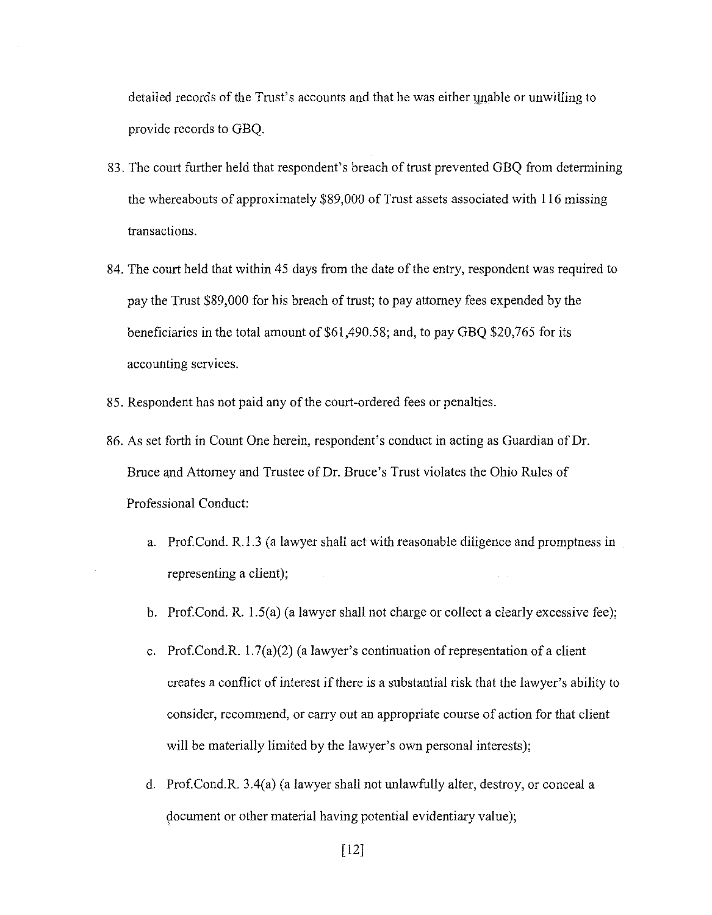detailed records of the Trust's accounts and that he was either unable or unwilling to provide records to GBQ.

83. The court further held that respondent's breach of trust prevented GBQ from determining the whereabouts of approximately $89,000 of Trust assets associated with 116 missing transactions.

84. The court held that within 45 days from the date of the entry, respondent was required to pay the Trust $89,000 for his breach of trust; to pay attorney fees expended by the beneficiaries in the total amount of $61,490.58; and, to pay GBQ $20,765 for its accounting services.

85. Respondent has not paid any of the court-ordered fees or penalties.

86. As set forth in Count One herein, respondent's conduct in acting as Guardian of Dr. Bruce and Attorney and Trustee of Dr. Bruce's Trust violates the Ohio Rules of Professional Conduct:

    a. Prof.Cond. R.1.3 (a lawyer shall act with reasonable diligence and promptness in representing a client);

    b. Prof.Cond. R. 1.5(a) (a lawyer shall not charge or collect a clearly excessive fee);

    c. Prof.Cond.R. 1.7(a)(2) (a lawyer's continuation of representation of a client creates a conflict of interest if there is a substantial risk that the lawyer's ability to consider, recommend, or carry out an appropriate course of action for that client will be materially limited by the lawyer's own personal interests);

    d. Prof.Cond.R. 3.4(a) (a lawyer shall not unlawfully alter, destroy, or conceal a document or other material having potential evidentiary value);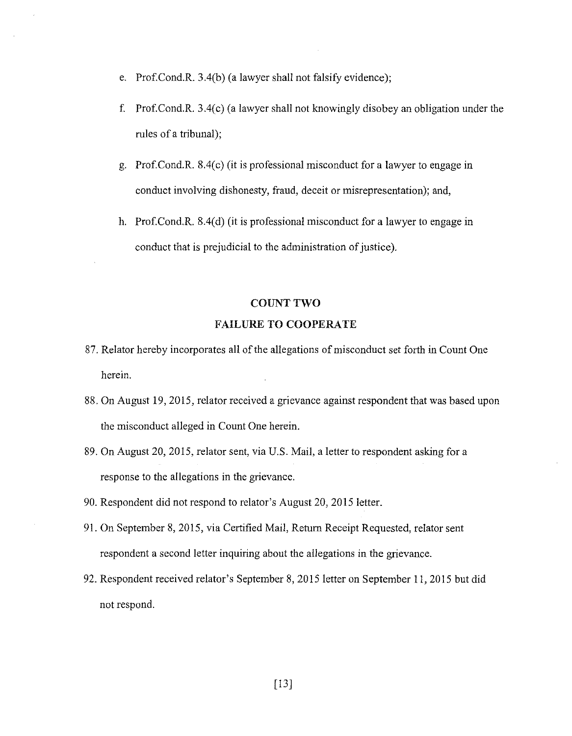e. Prof.Cond.R. 3.4(b) (a lawyer shall not falsify evidence);

f. Prof.Cond.R. 3.4(c) (a lawyer shall not knowingly disobey an obligation under the rules of a tribunal);

g. Prof.Cond.R. 8.4(c) (it is professional misconduct for a lawyer to engage in conduct involving dishonesty, fraud, deceit or misrepresentation); and,

h. Prof.Cond.R. 8.4(d) (it is professional misconduct for a lawyer to engage in conduct that is prejudicial to the administration of justice).

## COUNT TWO

## FAILURE TO COOPERATE

87. Relator hereby incorporates all of the allegations of misconduct set forth in Count One herein.

88. On August 19, 2015, relator received a grievance against respondent that was based upon the misconduct alleged in Count One herein.

89. On August 20, 2015, relator sent, via U.S. Mail, a letter to respondent asking for a response to the allegations in the grievance.

90. Respondent did not respond to relator's August 20, 2015 letter.

91. On September 8, 2015, via Certified Mail, Return Receipt Requested, relator sent respondent a second letter inquiring about the allegations in the grievance.

92. Respondent received relator's September 8, 2015 letter on September 11, 2015 but did not respond.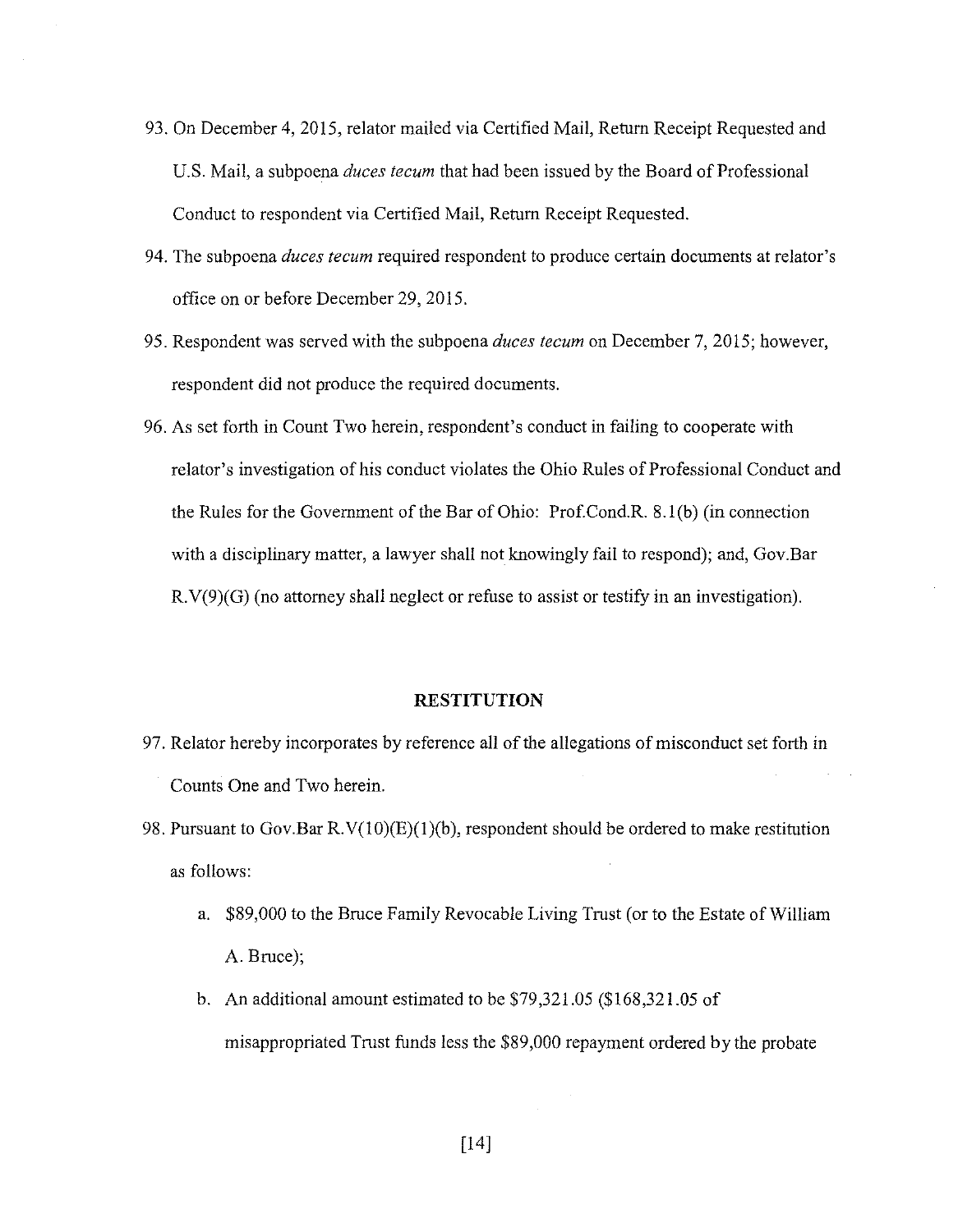93. On December 4, 2015, relator mailed via Certified Mail, Return Receipt Requested and U.S. Mail, a subpoena *duces tecum* that had been issued by the Board of Professional Conduct to respondent via Certified Mail, Return Receipt Requested.

94. The subpoena *duces tecum* required respondent to produce certain documents at relator's office on or before December 29, 2015.

95. Respondent was served with the subpoena *duces tecum* on December 7, 2015; however, respondent did not produce the required documents.

96. As set forth in Count Two herein, respondent's conduct in failing to cooperate with relator's investigation of his conduct violates the Ohio Rules of Professional Conduct and the Rules for the Government of the Bar of Ohio: Prof.Cond.R. 8.1(b) (in connection with a disciplinary matter, a lawyer shall not knowingly fail to respond); and, Gov.Bar R.V(9)(G) (no attorney shall neglect or refuse to assist or testify in an investigation).

## RESTITUTION

97. Relator hereby incorporates by reference all of the allegations of misconduct set forth in Counts One and Two herein.

98. Pursuant to Gov.Bar R.V(10)(E)(1)(b), respondent should be ordered to make restitution as follows:

    a. $89,000 to the Bruce Family Revocable Living Trust (or to the Estate of William A. Bruce);

    b. An additional amount estimated to be $79,321.05 ($168,321.05 of misappropriated Trust funds less the $89,000 repayment ordered by the probate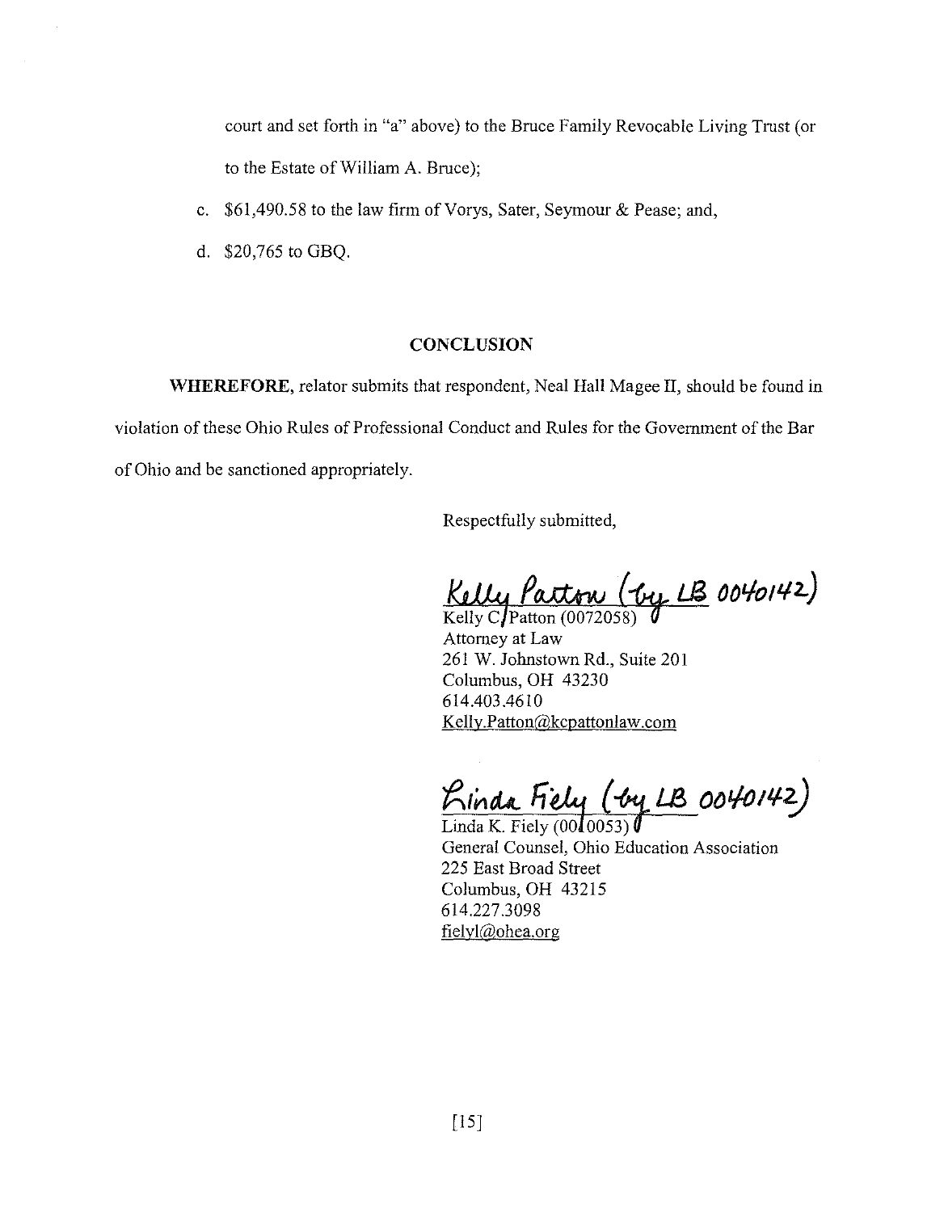court and set forth in "a" above) to the Bruce Family Revocable Living Trust (or to the Estate of William A. Bruce);

c. $61,490.58 to the law firm of Vorys, Sater, Seymour & Pease; and,

d. $20,765 to GBQ.

## CONCLUSION

**WHEREFORE,** relator submits that respondent, Neal Hall Magee II, should be found in violation of these Ohio Rules of Professional Conduct and Rules for the Government of the Bar of Ohio and be sanctioned appropriately.

Respectfully submitted,

Kelly Patton (by LB 0040142)
Kelly C. Patton (0072058)
Attorney at Law
261 W. Johnstown Rd., Suite 201
Columbus, OH 43230
614.403.4610
Kelly.Patton@kcpattonlaw.com

Linda Fiely (by LB 0040142)
Linda K. Fiely (0010053)
General Counsel, Ohio Education Association
225 East Broad Street
Columbus, OH 43215
614.227.3098
fielyl@ohea.org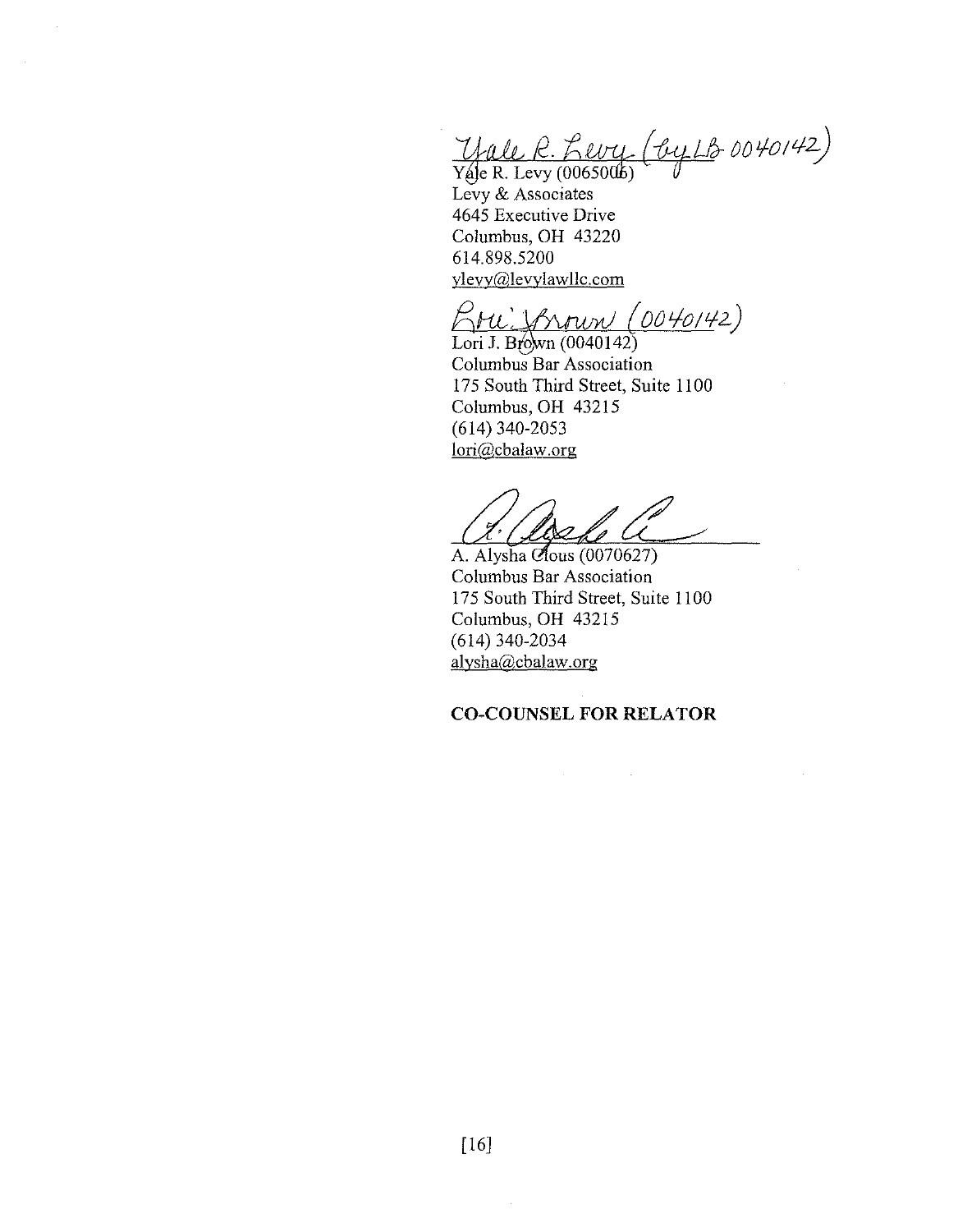*Yale R. Levy (by LB 0040142)*

Yale R. Levy (0065006)
Levy & Associates
4645 Executive Drive
Columbus, OH 43220
614.898.5200
ylevy@levylawllc.com

*Lori J. Brown (0040142)*

Lori J. Brown (0040142)
Columbus Bar Association
175 South Third Street, Suite 1100
Columbus, OH 43215
(614) 340-2053
lori@cbalaw.org

A. Alysha Clous (0070627)
Columbus Bar Association
175 South Third Street, Suite 1100
Columbus, OH 43215
(614) 340-2034
alysha@cbalaw.org

**CO-COUNSEL FOR RELATOR**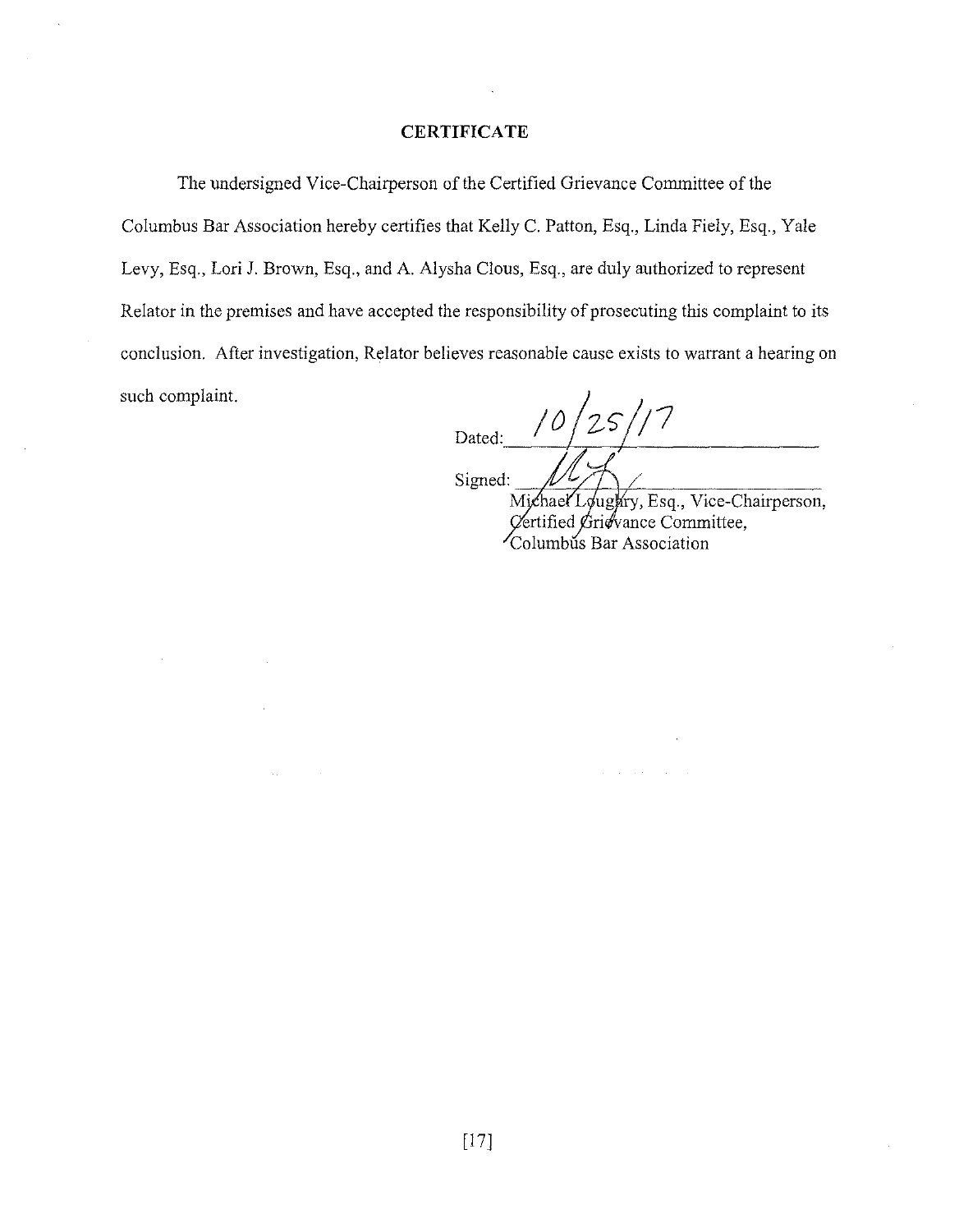## CERTIFICATE

The undersigned Vice-Chairperson of the Certified Grievance Committee of the Columbus Bar Association hereby certifies that Kelly C. Patton, Esq., Linda Fiely, Esq., Yale Levy, Esq., Lori J. Brown, Esq., and A. Alysha Clous, Esq., are duly authorized to represent Relator in the premises and have accepted the responsibility of prosecuting this complaint to its conclusion. After investigation, Relator believes reasonable cause exists to warrant a hearing on such complaint.

Dated: 10/25/17

Signed: ____________________

Michael Loughry, Esq., Vice-Chairperson,
Certified Grievance Committee,
Columbus Bar Association